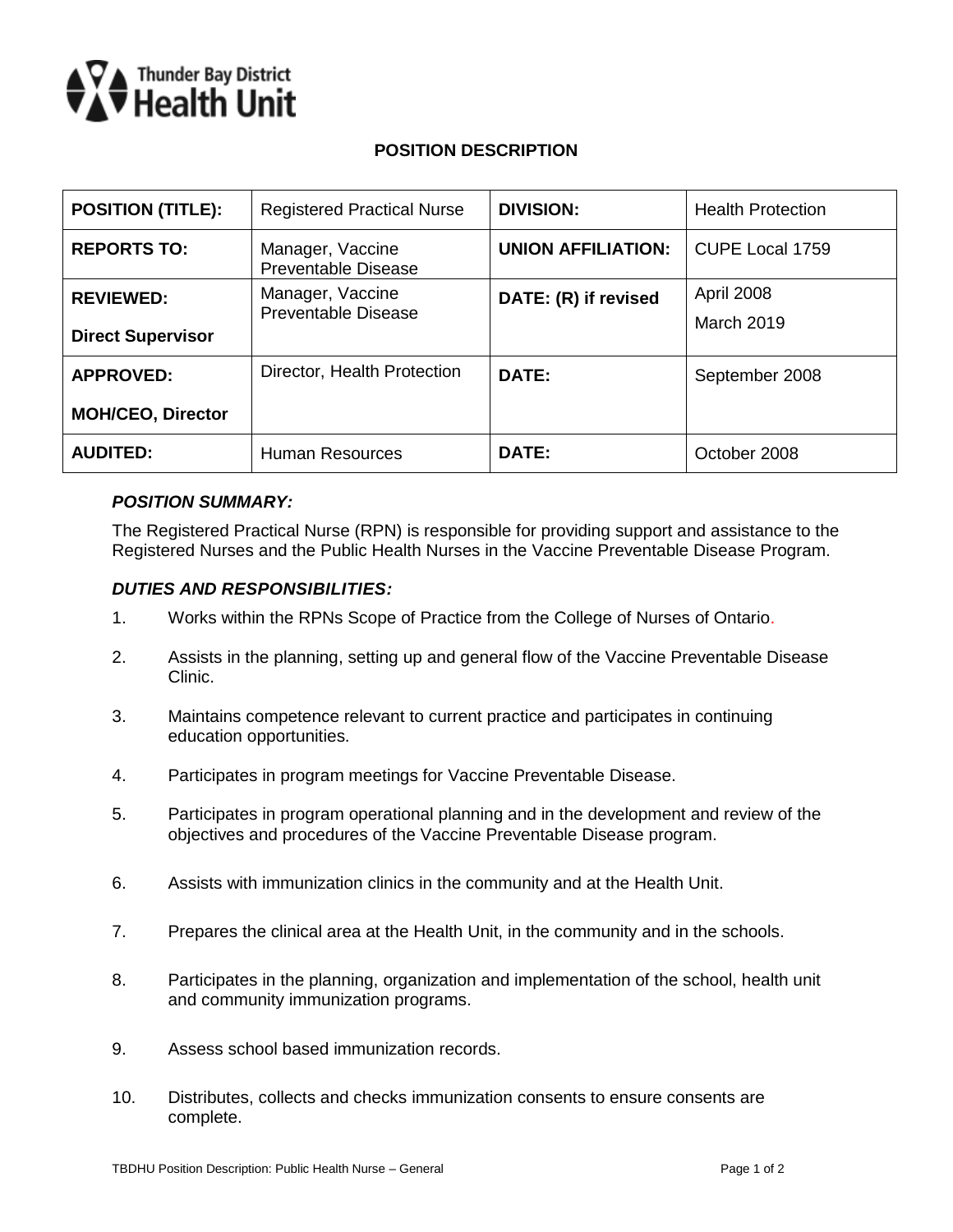Thunder Bay District Health Unit

# POSITION DESCRIPTION

| POSITION (TITLE): | Registered Practical Nurse | DIVISION: | Health Protection |
|---|---|---|---|
| REPORTS TO: | Manager, Vaccine Preventable Disease | UNION AFFILIATION: | CUPE Local 1759 |
| REVIEWED: Direct Supervisor | Manager, Vaccine Preventable Disease | DATE: (R) if revised | April 2008 March 2019 |
| APPROVED: MOH/CEO, Director | Director, Health Protection | DATE: | September 2008 |
| AUDITED: | Human Resources | DATE: | October 2008 |

### *POSITION SUMMARY:*

The Registered Practical Nurse (RPN) is responsible for providing support and assistance to the Registered Nurses and the Public Health Nurses in the Vaccine Preventable Disease Program.

### *DUTIES AND RESPONSIBILITIES:*

1. Works within the RPNs Scope of Practice from the College of Nurses of Ontario.
2. Assists in the planning, setting up and general flow of the Vaccine Preventable Disease Clinic.
3. Maintains competence relevant to current practice and participates in continuing education opportunities.
4. Participates in program meetings for Vaccine Preventable Disease.
5. Participates in program operational planning and in the development and review of the objectives and procedures of the Vaccine Preventable Disease program.
6. Assists with immunization clinics in the community and at the Health Unit.
7. Prepares the clinical area at the Health Unit, in the community and in the schools.
8. Participates in the planning, organization and implementation of the school, health unit and community immunization programs.
9. Assess school based immunization records.
10. Distributes, collects and checks immunization consents to ensure consents are complete.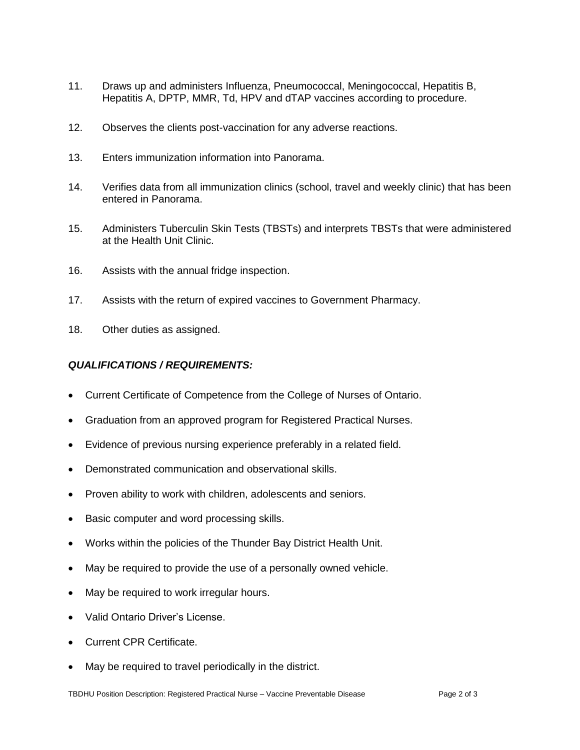11. Draws up and administers Influenza, Pneumococcal, Meningococcal, Hepatitis B, Hepatitis A, DPTP, MMR, Td, HPV and dTAP vaccines according to procedure.

12. Observes the clients post-vaccination for any adverse reactions.

13. Enters immunization information into Panorama.

14. Verifies data from all immunization clinics (school, travel and weekly clinic) that has been entered in Panorama.

15. Administers Tuberculin Skin Tests (TBSTs) and interprets TBSTs that were administered at the Health Unit Clinic.

16. Assists with the annual fridge inspection.

17. Assists with the return of expired vaccines to Government Pharmacy.

18. Other duties as assigned.

***QUALIFICATIONS / REQUIREMENTS:***

- Current Certificate of Competence from the College of Nurses of Ontario.
- Graduation from an approved program for Registered Practical Nurses.
- Evidence of previous nursing experience preferably in a related field.
- Demonstrated communication and observational skills.
- Proven ability to work with children, adolescents and seniors.
- Basic computer and word processing skills.
- Works within the policies of the Thunder Bay District Health Unit.
- May be required to provide the use of a personally owned vehicle.
- May be required to work irregular hours.
- Valid Ontario Driver's License.
- Current CPR Certificate.
- May be required to travel periodically in the district.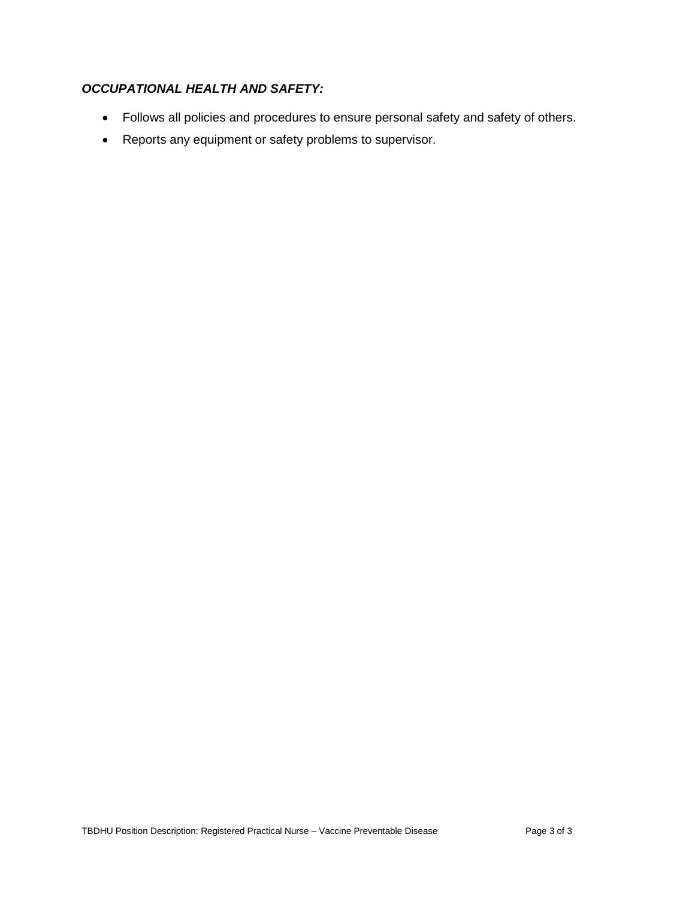***OCCUPATIONAL HEALTH AND SAFETY:***

- Follows all policies and procedures to ensure personal safety and safety of others.
- Reports any equipment or safety problems to supervisor.